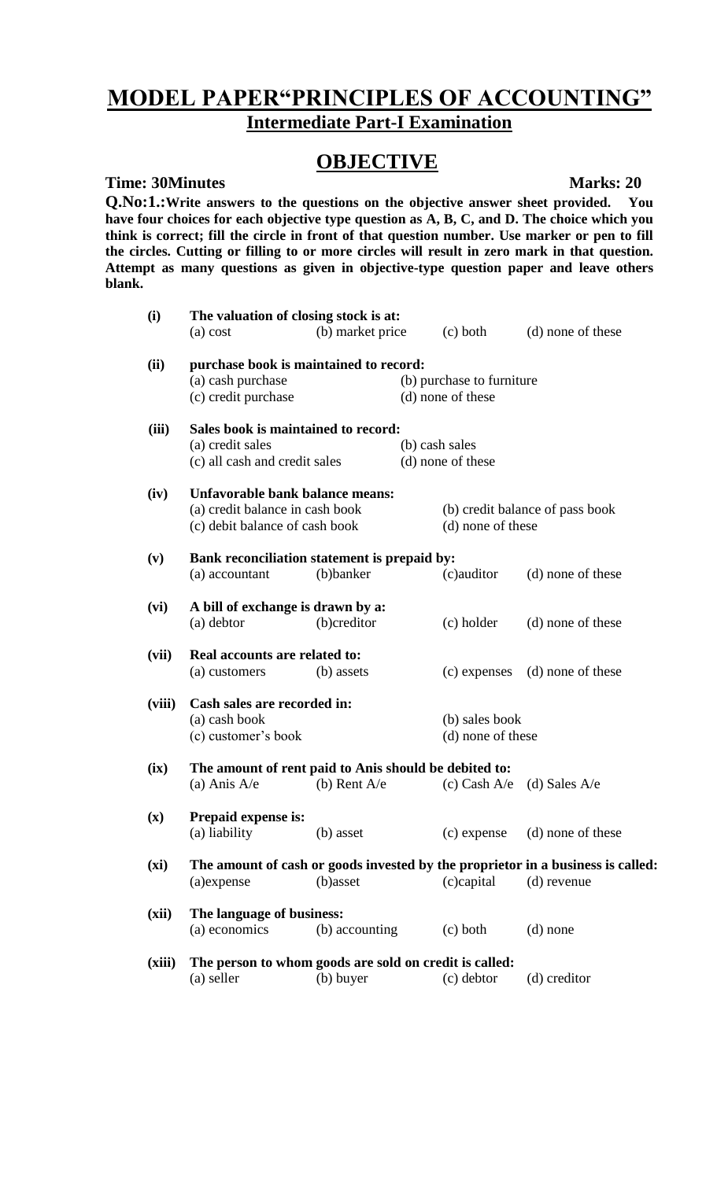# MODEL PAPER“PRINCIPLES OF ACCOUNTING”

## Intermediate Part-I Examination

## OBJECTIVE

**Time: 30Minutes** **Marks: 20**

**Q.No:1.:Write answers to the questions on the objective answer sheet provided. You have four choices for each objective type question as A, B, C, and D. The choice which you think is correct; fill the circle in front of that question number. Use marker or pen to fill the circles. Cutting or filling to or more circles will result in zero mark in that question. Attempt as many questions as given in objective-type question paper and leave others blank.**

**(i) The valuation of closing stock is at:**
(a) cost (b) market price (c) both (d) none of these

**(ii) purchase book is maintained to record:**
(a) cash purchase (b) purchase to furniture
(c) credit purchase (d) none of these

**(iii) Sales book is maintained to record:**
(a) credit sales (b) cash sales
(c) all cash and credit sales (d) none of these

**(iv) Unfavorable bank balance means:**
(a) credit balance in cash book (b) credit balance of pass book
(c) debit balance of cash book (d) none of these

**(v) Bank reconciliation statement is prepaid by:**
(a) accountant (b)banker (c)auditor (d) none of these

**(vi) A bill of exchange is drawn by a:**
(a) debtor (b)creditor (c) holder (d) none of these

**(vii) Real accounts are related to:**
(a) customers (b) assets (c) expenses (d) none of these

**(viii) Cash sales are recorded in:**
(a) cash book (b) sales book
(c) customer’s book (d) none of these

**(ix) The amount of rent paid to Anis should be debited to:**
(a) Anis A/e (b) Rent A/e (c) Cash A/e (d) Sales A/e

**(x) Prepaid expense is:**
(a) liability (b) asset (c) expense (d) none of these

**(xi) The amount of cash or goods invested by the proprietor in a business is called:**
(a)expense (b)asset (c)capital (d) revenue

**(xii) The language of business:**
(a) economics (b) accounting (c) both (d) none

**(xiii) The person to whom goods are sold on credit is called:**
(a) seller (b) buyer (c) debtor (d) creditor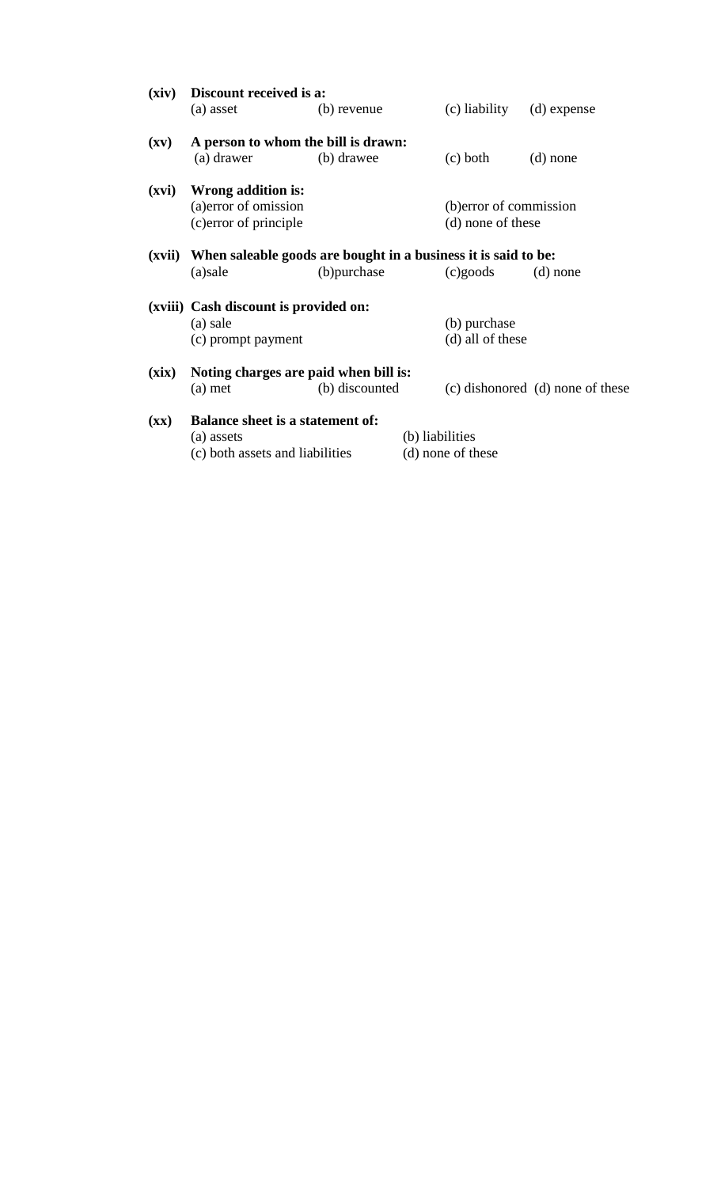**(xiv) Discount received is a:**

(a) asset (b) revenue (c) liability (d) expense

**(xv) A person to whom the bill is drawn:**

(a) drawer (b) drawee (c) both (d) none

**(xvi) Wrong addition is:**

(a)error of omission (b)error of commission
(c)error of principle (d) none of these

**(xvii) When saleable goods are bought in a business it is said to be:**

(a)sale (b)purchase (c)goods (d) none

**(xviii) Cash discount is provided on:**

(a) sale (b) purchase
(c) prompt payment (d) all of these

**(xix) Noting charges are paid when bill is:**

(a) met (b) discounted (c) dishonored (d) none of these

**(xx) Balance sheet is a statement of:**

(a) assets (b) liabilities
(c) both assets and liabilities (d) none of these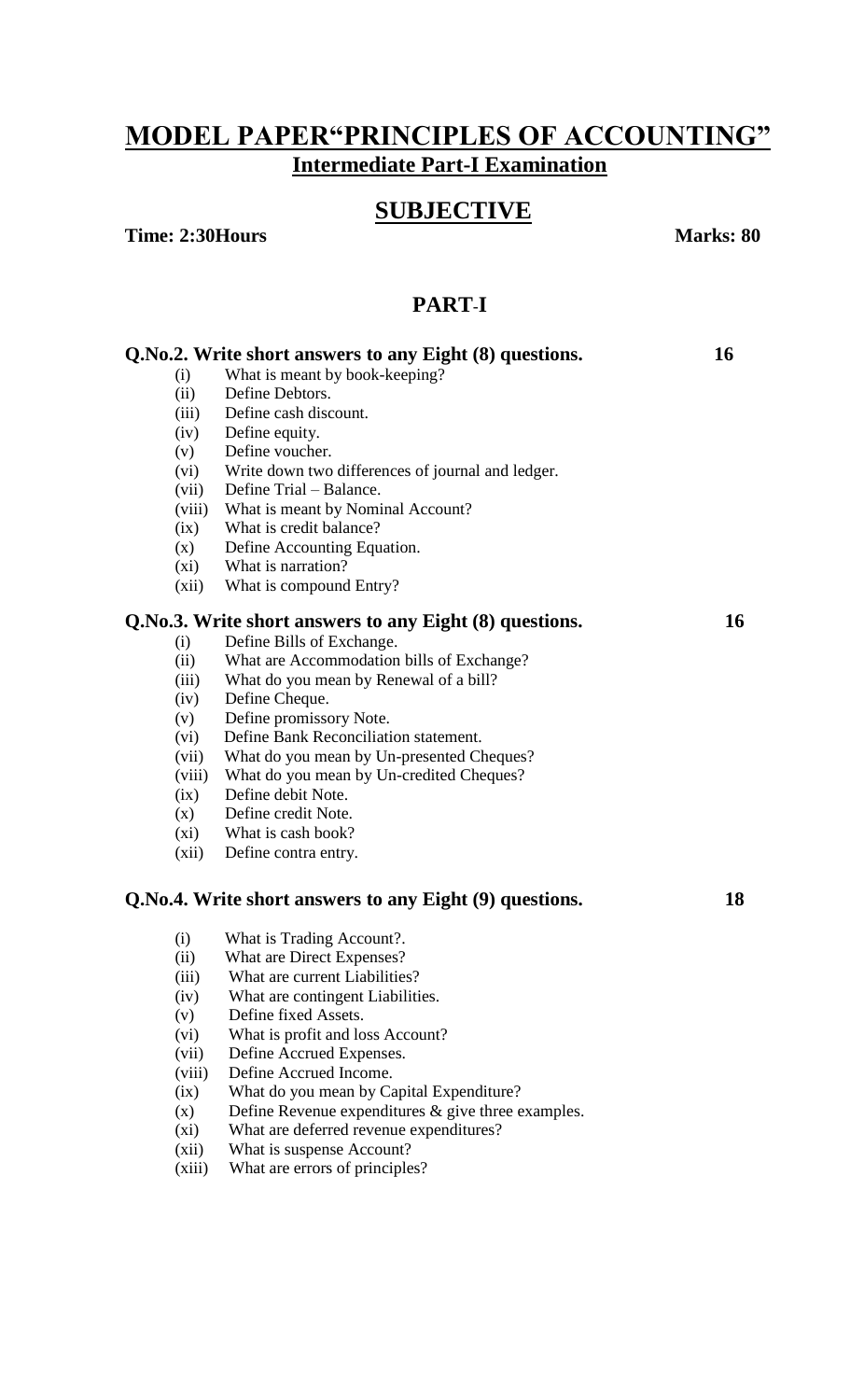# MODEL PAPER"PRINCIPLES OF ACCOUNTING"

## Intermediate Part-I Examination

## SUBJECTIVE

**Time: 2:30Hours** **Marks: 80**

## PART-I

**Q.No.2. Write short answers to any Eight (8) questions.** **16**

- (i) What is meant by book-keeping?
- (ii) Define Debtors.
- (iii) Define cash discount.
- (iv) Define equity.
- (v) Define voucher.
- (vi) Write down two differences of journal and ledger.
- (vii) Define Trial – Balance.
- (viii) What is meant by Nominal Account?
- (ix) What is credit balance?
- (x) Define Accounting Equation.
- (xi) What is narration?
- (xii) What is compound Entry?

**Q.No.3. Write short answers to any Eight (8) questions.** **16**

- (i) Define Bills of Exchange.
- (ii) What are Accommodation bills of Exchange?
- (iii) What do you mean by Renewal of a bill?
- (iv) Define Cheque.
- (v) Define promissory Note.
- (vi) Define Bank Reconciliation statement.
- (vii) What do you mean by Un-presented Cheques?
- (viii) What do you mean by Un-credited Cheques?
- (ix) Define debit Note.
- (x) Define credit Note.
- (xi) What is cash book?
- (xii) Define contra entry.

**Q.No.4. Write short answers to any Eight (9) questions.** **18**

- (i) What is Trading Account?.
- (ii) What are Direct Expenses?
- (iii) What are current Liabilities?
- (iv) What are contingent Liabilities.
- (v) Define fixed Assets.
- (vi) What is profit and loss Account?
- (vii) Define Accrued Expenses.
- (viii) Define Accrued Income.
- (ix) What do you mean by Capital Expenditure?
- (x) Define Revenue expenditures & give three examples.
- (xi) What are deferred revenue expenditures?
- (xii) What is suspense Account?
- (xiii) What are errors of principles?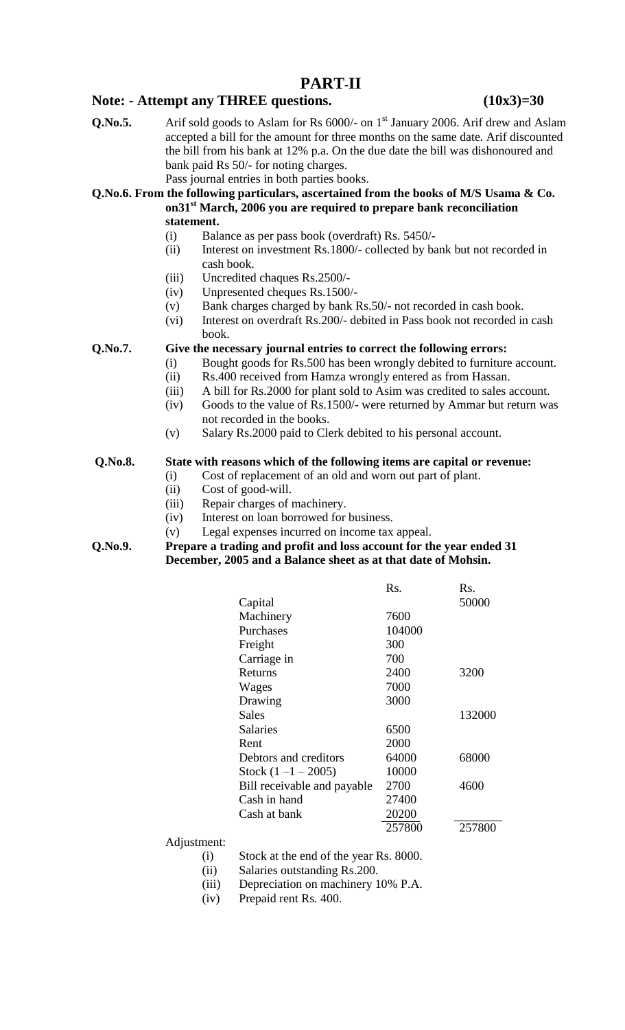# PART-II

**Note: - Attempt any THREE questions. (10x3)=30**

**Q.No.5.** Arif sold goods to Aslam for Rs 6000/- on 1st January 2006. Arif drew and Aslam accepted a bill for the amount for three months on the same date. Arif discounted the bill from his bank at 12% p.a. On the due date the bill was dishonoured and bank paid Rs 50/- for noting charges.
Pass journal entries in both parties books.

**Q.No.6. From the following particulars, ascertained from the books of M/S Usama & Co. on31st March, 2006 you are required to prepare bank reconciliation statement.**

(i) Balance as per pass book (overdraft) Rs. 5450/-
(ii) Interest on investment Rs.1800/- collected by bank but not recorded in cash book.
(iii) Uncredited chaques Rs.2500/-
(iv) Unpresented cheques Rs.1500/-
(v) Bank charges charged by bank Rs.50/- not recorded in cash book.
(vi) Interest on overdraft Rs.200/- debited in Pass book not recorded in cash book.

**Q.No.7. Give the necessary journal entries to correct the following errors:**

(i) Bought goods for Rs.500 has been wrongly debited to furniture account.
(ii) Rs.400 received from Hamza wrongly entered as from Hassan.
(iii) A bill for Rs.2000 for plant sold to Asim was credited to sales account.
(iv) Goods to the value of Rs.1500/- were returned by Ammar but return was not recorded in the books.
(v) Salary Rs.2000 paid to Clerk debited to his personal account.

**Q.No.8. State with reasons which of the following items are capital or revenue:**

(i) Cost of replacement of an old and worn out part of plant.
(ii) Cost of good-will.
(iii) Repair charges of machinery.
(iv) Interest on loan borrowed for business.
(v) Legal expenses incurred on income tax appeal.

**Q.No.9. Prepare a trading and profit and loss account for the year ended 31 December, 2005 and a Balance sheet as at that date of Mohsin.**

| | Rs. | Rs. |
|---|---|---|
| Capital | | 50000 |
| Machinery | 7600 | |
| Purchases | 104000 | |
| Freight | 300 | |
| Carriage in | 700 | |
| Returns | 2400 | 3200 |
| Wages | 7000 | |
| Drawing | 3000 | |
| Sales | | 132000 |
| Salaries | 6500 | |
| Rent | 2000 | |
| Debtors and creditors | 64000 | 68000 |
| Stock (1 –1 – 2005) | 10000 | |
| Bill receivable and payable | 2700 | 4600 |
| Cash in hand | 27400 | |
| Cash at bank | 20200 | |
| | 257800 | 257800 |

Adjustment:

(i) Stock at the end of the year Rs. 8000.
(ii) Salaries outstanding Rs.200.
(iii) Depreciation on machinery 10% P.A.
(iv) Prepaid rent Rs. 400.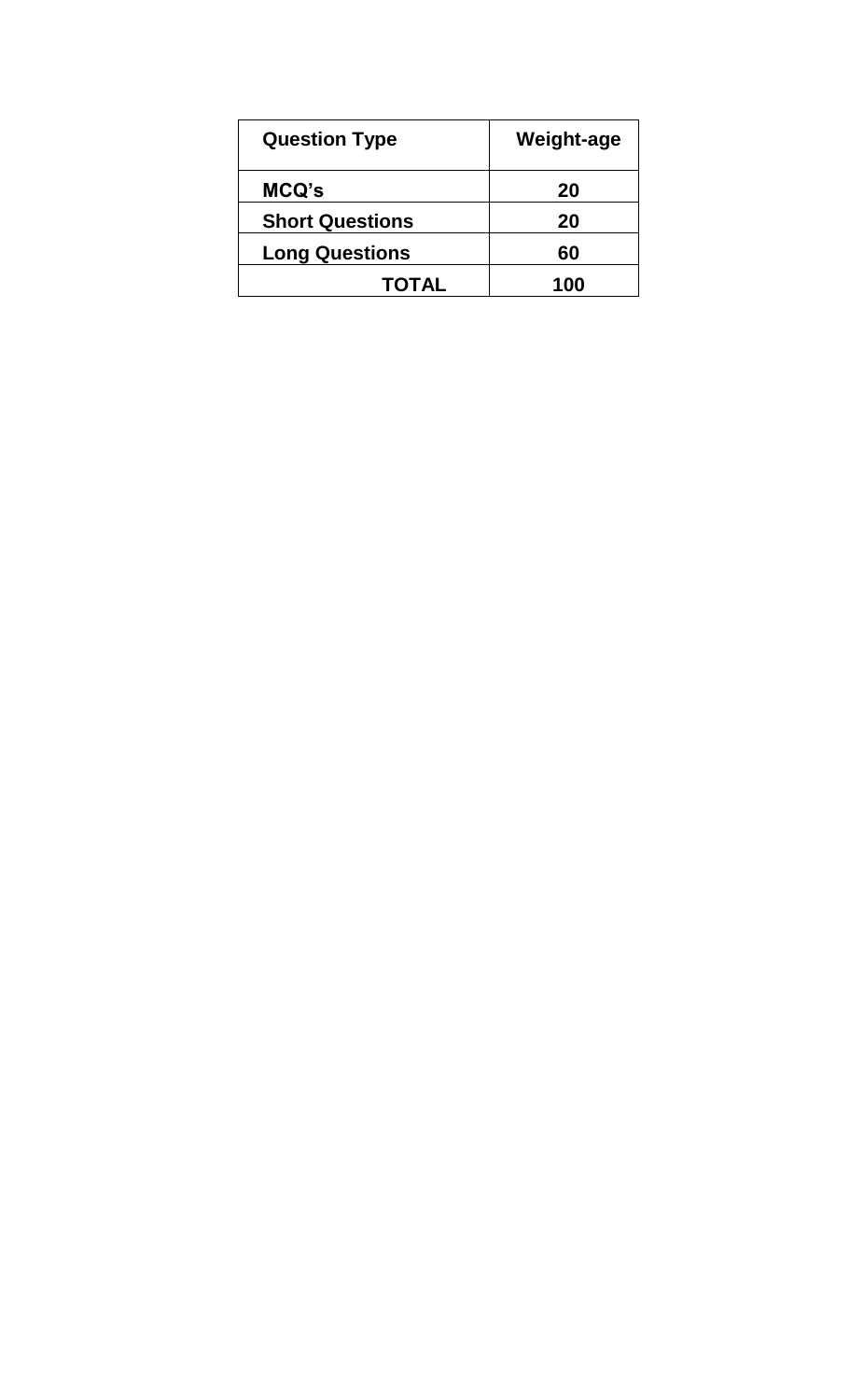| Question Type | Weight-age |
|---|---|
| **MCQ’s** | **20** |
| **Short Questions** | **20** |
| **Long Questions** | **60** |
| **TOTAL** | **100** |